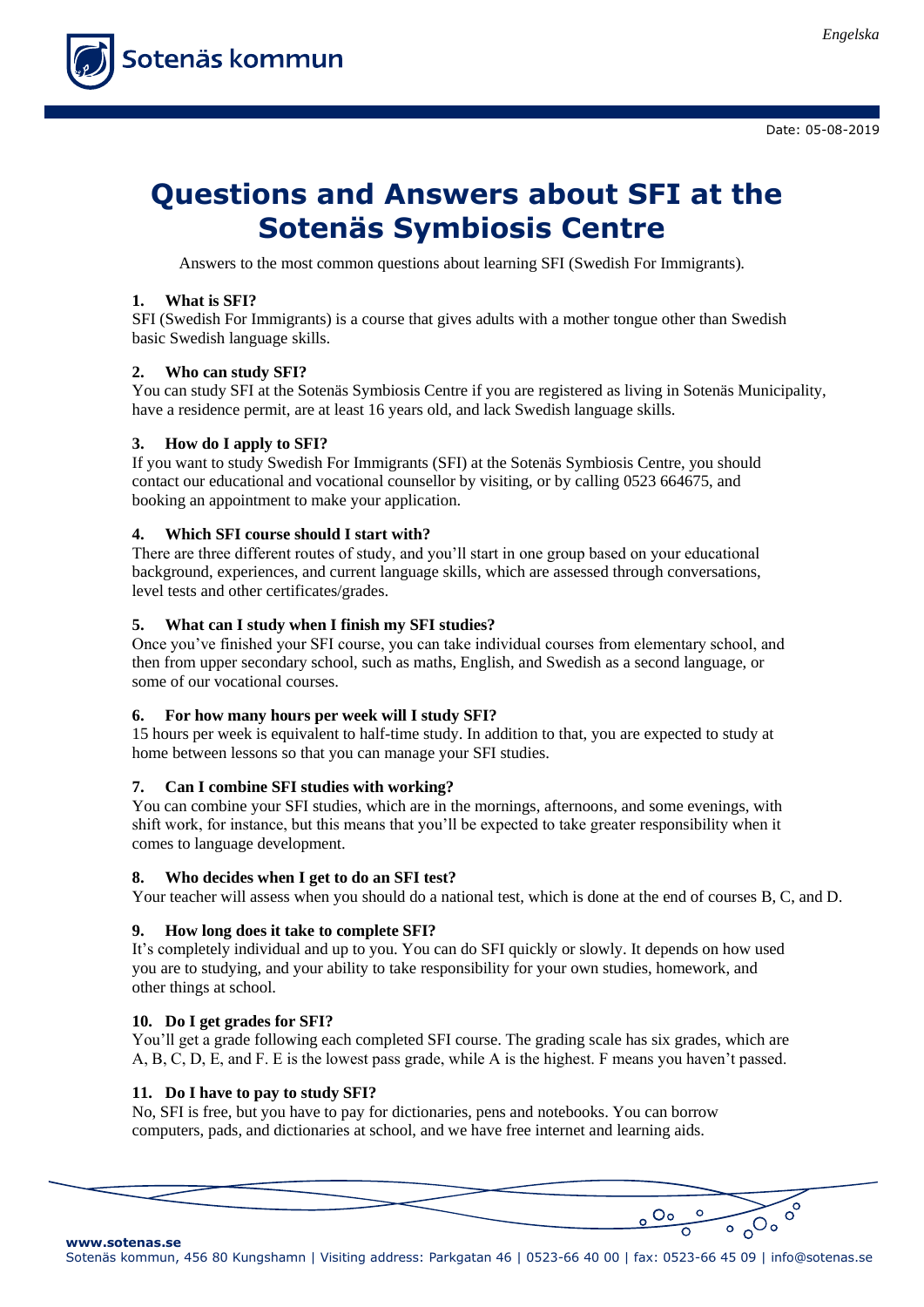Engelska

Date: 05-08-2019

# Questions and Answers about SFI at the Sotenäs Symbiosis Centre

Answers to the most common questions about learning SFI (Swedish For Immigrants).

**1. What is SFI?**
SFI (Swedish For Immigrants) is a course that gives adults with a mother tongue other than Swedish basic Swedish language skills.

**2. Who can study SFI?**
You can study SFI at the Sotenäs Symbiosis Centre if you are registered as living in Sotenäs Municipality, have a residence permit, are at least 16 years old, and lack Swedish language skills.

**3. How do I apply to SFI?**
If you want to study Swedish For Immigrants (SFI) at the Sotenäs Symbiosis Centre, you should contact our educational and vocational counsellor by visiting, or by calling 0523 664675, and booking an appointment to make your application.

**4. Which SFI course should I start with?**
There are three different routes of study, and you'll start in one group based on your educational background, experiences, and current language skills, which are assessed through conversations, level tests and other certificates/grades.

**5. What can I study when I finish my SFI studies?**
Once you've finished your SFI course, you can take individual courses from elementary school, and then from upper secondary school, such as maths, English, and Swedish as a second language, or some of our vocational courses.

**6. For how many hours per week will I study SFI?**
15 hours per week is equivalent to half-time study. In addition to that, you are expected to study at home between lessons so that you can manage your SFI studies.

**7. Can I combine SFI studies with working?**
You can combine your SFI studies, which are in the mornings, afternoons, and some evenings, with shift work, for instance, but this means that you'll be expected to take greater responsibility when it comes to language development.

**8. Who decides when I get to do an SFI test?**
Your teacher will assess when you should do a national test, which is done at the end of courses B, C, and D.

**9. How long does it take to complete SFI?**
It's completely individual and up to you. You can do SFI quickly or slowly. It depends on how used you are to studying, and your ability to take responsibility for your own studies, homework, and other things at school.

**10. Do I get grades for SFI?**
You'll get a grade following each completed SFI course. The grading scale has six grades, which are A, B, C, D, E, and F. E is the lowest pass grade, while A is the highest. F means you haven't passed.

**11. Do I have to pay to study SFI?**
No, SFI is free, but you have to pay for dictionaries, pens and notebooks. You can borrow computers, pads, and dictionaries at school, and we have free internet and learning aids.

www.sotenas.se
Sotenäs kommun, 456 80 Kungshamn | Visiting address: Parkgatan 46 | 0523-66 40 00 | fax: 0523-66 45 09 | info@sotenas.se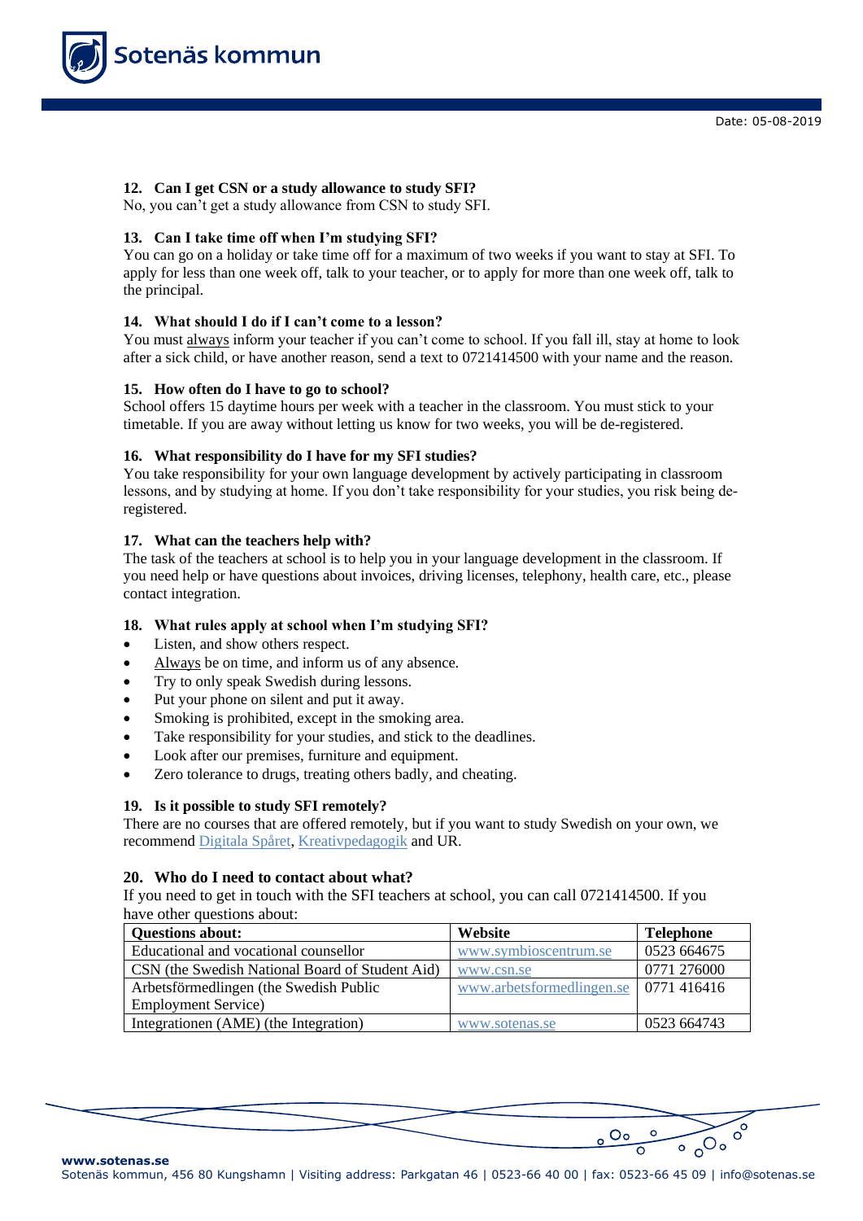Date: 05-08-2019

### 12. Can I get CSN or a study allowance to study SFI?

No, you can't get a study allowance from CSN to study SFI.

### 13. Can I take time off when I'm studying SFI?

You can go on a holiday or take time off for a maximum of two weeks if you want to stay at SFI. To apply for less than one week off, talk to your teacher, or to apply for more than one week off, talk to the principal.

### 14. What should I do if I can't come to a lesson?

You must always inform your teacher if you can't come to school. If you fall ill, stay at home to look after a sick child, or have another reason, send a text to 0721414500 with your name and the reason.

### 15. How often do I have to go to school?

School offers 15 daytime hours per week with a teacher in the classroom. You must stick to your timetable. If you are away without letting us know for two weeks, you will be de-registered.

### 16. What responsibility do I have for my SFI studies?

You take responsibility for your own language development by actively participating in classroom lessons, and by studying at home. If you don't take responsibility for your studies, you risk being de-registered.

### 17. What can the teachers help with?

The task of the teachers at school is to help you in your language development in the classroom. If you need help or have questions about invoices, driving licenses, telephony, health care, etc., please contact integration.

### 18. What rules apply at school when I'm studying SFI?

- Listen, and show others respect.
- Always be on time, and inform us of any absence.
- Try to only speak Swedish during lessons.
- Put your phone on silent and put it away.
- Smoking is prohibited, except in the smoking area.
- Take responsibility for your studies, and stick to the deadlines.
- Look after our premises, furniture and equipment.
- Zero tolerance to drugs, treating others badly, and cheating.

### 19. Is it possible to study SFI remotely?

There are no courses that are offered remotely, but if you want to study Swedish on your own, we recommend Digitala Spåret, Kreativpedagogik and UR.

### 20. Who do I need to contact about what?

If you need to get in touch with the SFI teachers at school, you can call 0721414500. If you have other questions about:

| Questions about: | Website | Telephone |
|---|---|---|
| Educational and vocational counsellor | www.symbioscentrum.se | 0523 664675 |
| CSN (the Swedish National Board of Student Aid) | www.csn.se | 0771 276000 |
| Arbetsförmedlingen (the Swedish Public Employment Service) | www.arbetsformedlingen.se | 0771 416416 |
| Integrationen (AME) (the Integration) | www.sotenas.se | 0523 664743 |